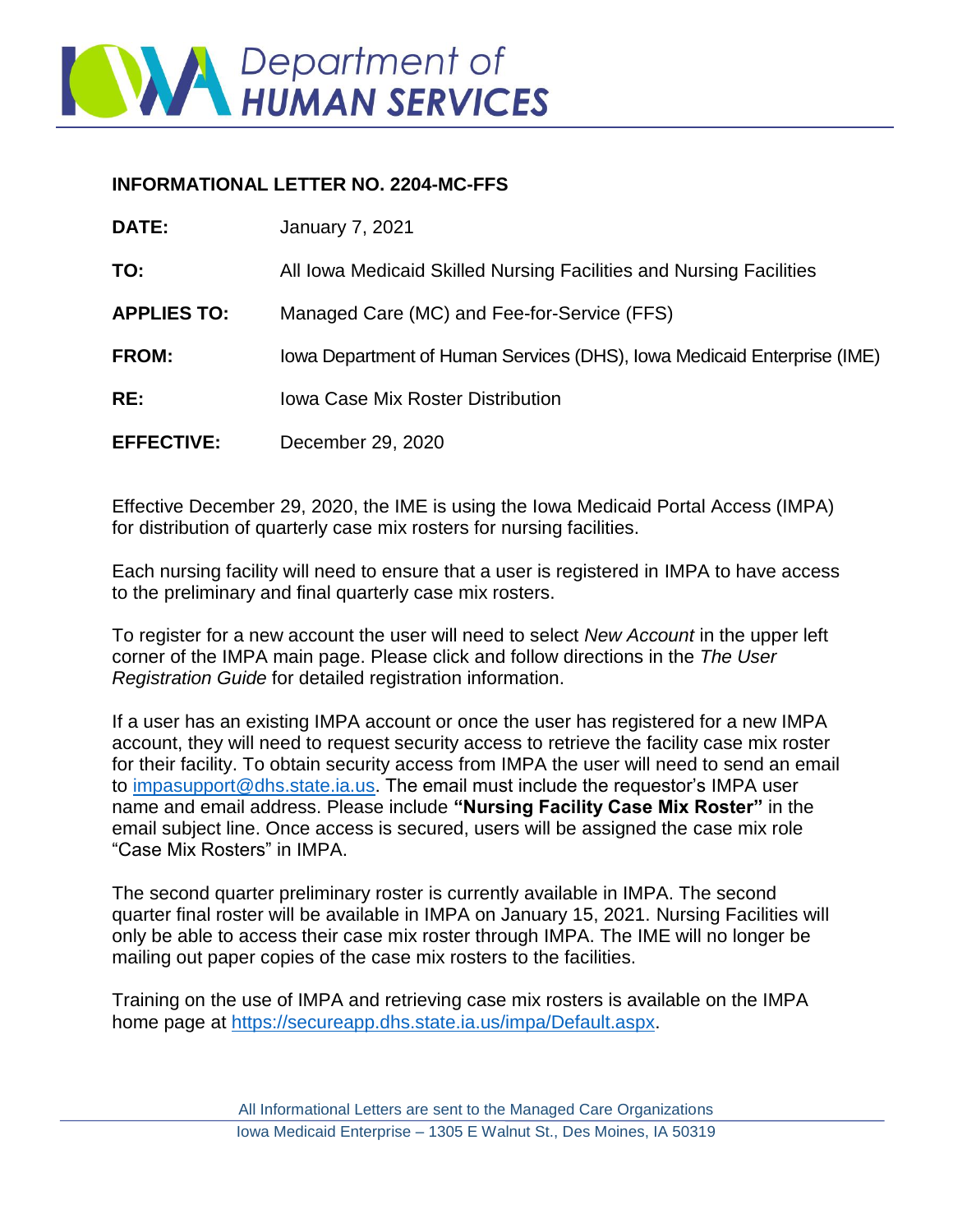Iowa Department of HUMAN SERVICES

**INFORMATIONAL LETTER NO. 2204-MC-FFS**

| | |
|---|---|
| **DATE:** | January 7, 2021 |
| **TO:** | All Iowa Medicaid Skilled Nursing Facilities and Nursing Facilities |
| **APPLIES TO:** | Managed Care (MC) and Fee-for-Service (FFS) |
| **FROM:** | Iowa Department of Human Services (DHS), Iowa Medicaid Enterprise (IME) |
| **RE:** | Iowa Case Mix Roster Distribution |
| **EFFECTIVE:** | December 29, 2020 |

Effective December 29, 2020, the IME is using the Iowa Medicaid Portal Access (IMPA) for distribution of quarterly case mix rosters for nursing facilities.

Each nursing facility will need to ensure that a user is registered in IMPA to have access to the preliminary and final quarterly case mix rosters.

To register for a new account the user will need to select *New Account* in the upper left corner of the IMPA main page. Please click and follow directions in the *The User Registration Guide* for detailed registration information.

If a user has an existing IMPA account or once the user has registered for a new IMPA account, they will need to request security access to retrieve the facility case mix roster for their facility. To obtain security access from IMPA the user will need to send an email to impasupport@dhs.state.ia.us. The email must include the requestor's IMPA user name and email address. Please include **"Nursing Facility Case Mix Roster"** in the email subject line. Once access is secured, users will be assigned the case mix role "Case Mix Rosters" in IMPA.

The second quarter preliminary roster is currently available in IMPA. The second quarter final roster will be available in IMPA on January 15, 2021. Nursing Facilities will only be able to access their case mix roster through IMPA. The IME will no longer be mailing out paper copies of the case mix rosters to the facilities.

Training on the use of IMPA and retrieving case mix rosters is available on the IMPA home page at https://secureapp.dhs.state.ia.us/impa/Default.aspx.

All Informational Letters are sent to the Managed Care Organizations

Iowa Medicaid Enterprise – 1305 E Walnut St., Des Moines, IA 50319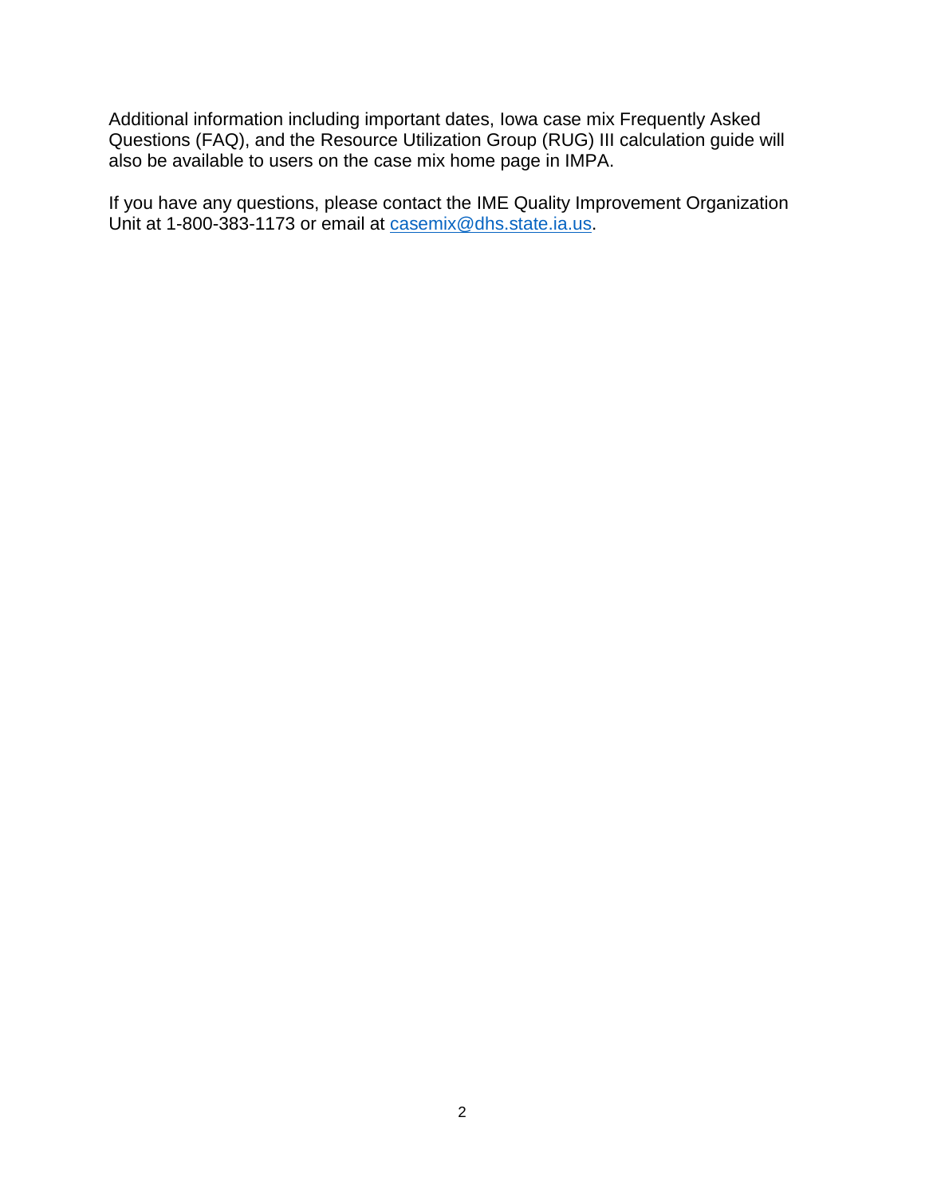Additional information including important dates, Iowa case mix Frequently Asked Questions (FAQ), and the Resource Utilization Group (RUG) III calculation guide will also be available to users on the case mix home page in IMPA.

If you have any questions, please contact the IME Quality Improvement Organization Unit at 1-800-383-1173 or email at [casemix@dhs.state.ia.us](mailto:casemix@dhs.state.ia.us).